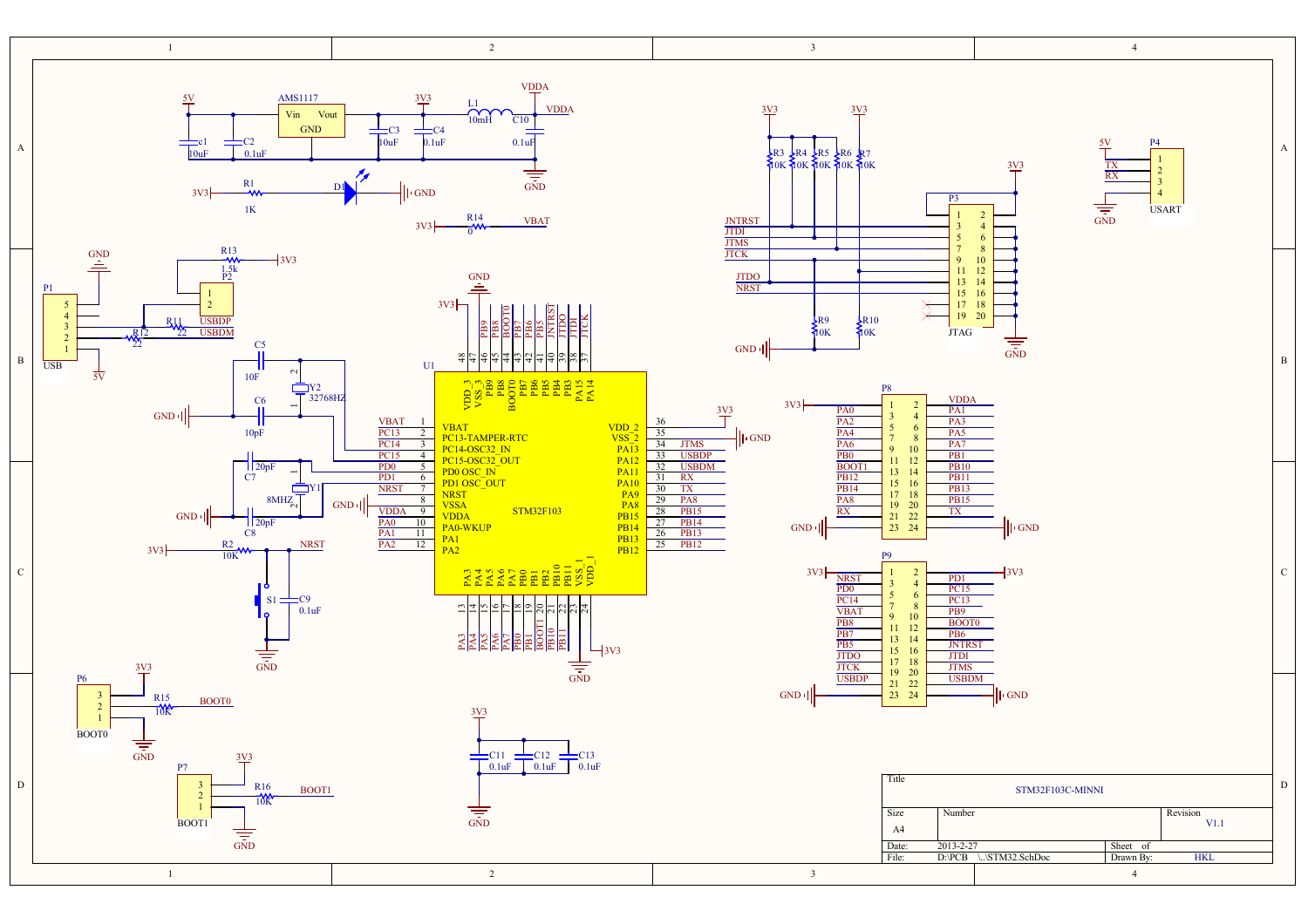**Title:** STM32F103C-MINNI

| Size | Number | Revision |
|---|---|---|
| A4 | | V1.1 |

| Date: | 2013-2-27 | Sheet of |
|---|---|---|
| File: | D:\PCB \...\STM32.SchDoc | Drawn By: HKL |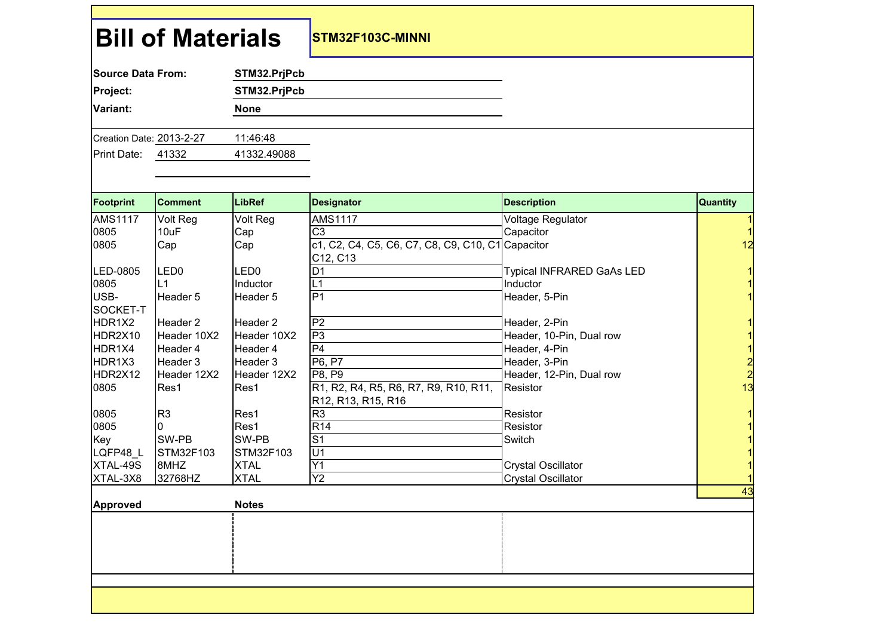# Bill of Materials

**STM32F103C-MINNI**

**Source Data From:** STM32.PrjPcb
**Project:** STM32.PrjPcb
**Variant:** None

Creation Date: 2013-2-27 11:46:48
Print Date: 41332 41332.49088

| Footprint | Comment | LibRef | Designator | Description | Quantity |
|---|---|---|---|---|---|
| AMS1117 | Volt Reg | Volt Reg | AMS1117 | Voltage Regulator | 1 |
| 0805 | 10uF | Cap | C3 | Capacitor | 1 |
| 0805 | Cap | Cap | c1, C2, C4, C5, C6, C7, C8, C9, C10, C1 C12, C13 | Capacitor | 12 |
| LED-0805 | LED0 | LED0 | D1 | Typical INFRARED GaAs LED | 1 |
| 0805 | L1 | Inductor | L1 | Inductor | 1 |
| USB-SOCKET-T | Header 5 | Header 5 | P1 | Header, 5-Pin | 1 |
| HDR1X2 | Header 2 | Header 2 | P2 | Header, 2-Pin | 1 |
| HDR2X10 | Header 10X2 | Header 10X2 | P3 | Header, 10-Pin, Dual row | 1 |
| HDR1X4 | Header 4 | Header 4 | P4 | Header, 4-Pin | 1 |
| HDR1X3 | Header 3 | Header 3 | P6, P7 | Header, 3-Pin | 2 |
| HDR2X12 | Header 12X2 | Header 12X2 | P8, P9 | Header, 12-Pin, Dual row | 2 |
| 0805 | Res1 | Res1 | R1, R2, R4, R5, R6, R7, R9, R10, R11, R12, R13, R15, R16 | Resistor | 13 |
| 0805 | R3 | Res1 | R3 | Resistor | 1 |
| 0805 | 0 | Res1 | R14 | Resistor | 1 |
| Key | SW-PB | SW-PB | S1 | Switch | 1 |
| LQFP48_L | STM32F103 | STM32F103 | U1 | | 1 |
| XTAL-49S | 8MHZ | XTAL | Y1 | Crystal Oscillator | 1 |
| XTAL-3X8 | 32768HZ | XTAL | Y2 | Crystal Oscillator | 1 |
| | | | | | 43 |

**Approved** **Notes**